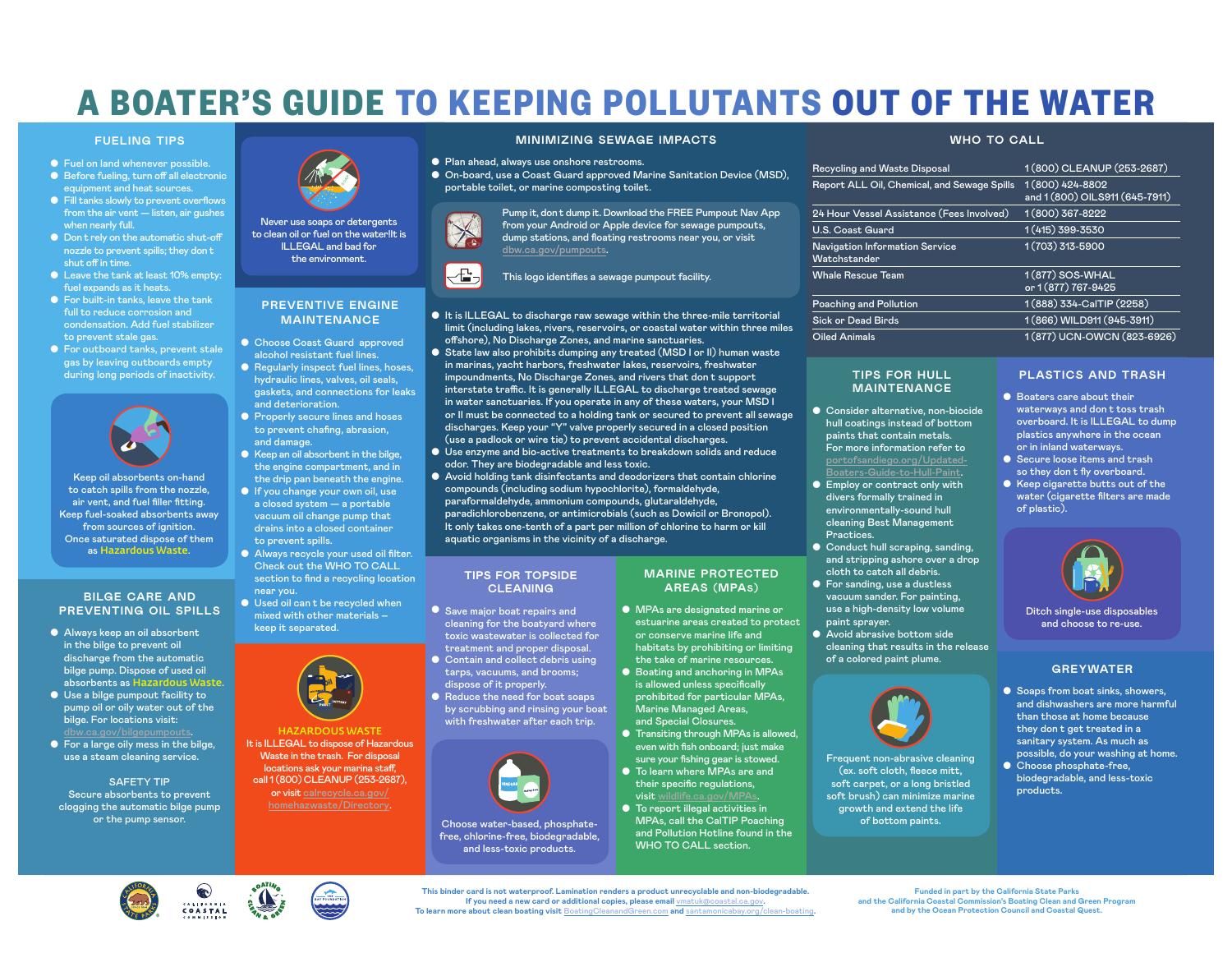# A BOATER'S GUIDE TO KEEPING POLLUTANTS OUT OF THE WATER

## FUELING TIPS

- Fuel on land whenever possible.
- Before fueling, turn off all electronic equipment and heat sources.
- Fill tanks slowly to prevent overflows from the air vent — listen, air gushes when nearly full.
- Don t rely on the automatic shut-off nozzle to prevent spills; they don t shut off in time.
- Leave the tank at least 10% empty: fuel expands as it heats.
- For built-in tanks, leave the tank full to reduce corrosion and condensation. Add fuel stabilizer to prevent stale gas.
- For outboard tanks, prevent stale gas by leaving outboards empty during long periods of inactivity.

Keep oil absorbents on-hand to catch spills from the nozzle, air vent, and fuel filler fitting. Keep fuel-soaked absorbents away from sources of ignition. Once saturated dispose of them as Hazardous Waste.

## BILGE CARE AND PREVENTING OIL SPILLS

- Always keep an oil absorbent in the bilge to prevent oil discharge from the automatic bilge pump. Dispose of used oil absorbents as Hazardous Waste.
- Use a bilge pumpout facility to pump oil or oily water out of the bilge. For locations visit: dbw.ca.gov/bilgepumpouts.
- For a large oily mess in the bilge, use a steam cleaning service.

SAFETY TIP

Secure absorbents to prevent clogging the automatic bilge pump or the pump sensor.

Never use soaps or detergents to clean oil or fuel on the water!It is ILLEGAL and bad for the environment.

## PREVENTIVE ENGINE MAINTENANCE

- Choose Coast Guard approved alcohol resistant fuel lines.
- Regularly inspect fuel lines, hoses, hydraulic lines, valves, oil seals, gaskets, and connections for leaks and deterioration.
- Properly secure lines and hoses to prevent chafing, abrasion, and damage.
- Keep an oil absorbent in the bilge, the engine compartment, and in the drip pan beneath the engine.
- If you change your own oil, use a closed system — a portable vacuum oil change pump that drains into a closed container to prevent spills.
- Always recycle your used oil filter. Check out the WHO TO CALL section to find a recycling location near you.
- Used oil can t be recycled when mixed with other materials – keep it separated.

HAZARDOUS WASTE

It is ILLEGAL to dispose of Hazardous Waste in the trash. For disposal locations ask your marina staff, call 1 (800) CLEANUP (253-2687), or visit calrecycle.ca.gov/homehazwaste/Directory.

## MINIMIZING SEWAGE IMPACTS

- Plan ahead, always use onshore restrooms.
- On-board, use a Coast Guard approved Marine Sanitation Device (MSD), portable toilet, or marine composting toilet.

Pump it, don t dump it. Download the FREE Pumpout Nav App from your Android or Apple device for sewage pumpouts, dump stations, and floating restrooms near you, or visit dbw.ca.gov/pumpouts.

This logo identifies a sewage pumpout facility.

- It is ILLEGAL to discharge raw sewage within the three-mile territorial limit (including lakes, rivers, reservoirs, or coastal water within three miles offshore), No Discharge Zones, and marine sanctuaries.
- State law also prohibits dumping any treated (MSD I or II) human waste in marinas, yacht harbors, freshwater lakes, reservoirs, freshwater impoundments, No Discharge Zones, and rivers that don t support interstate traffic. It is generally ILLEGAL to discharge treated sewage in water sanctuaries. If you operate in any of these waters, your MSD I or II must be connected to a holding tank or secured to prevent all sewage discharges. Keep your "Y" valve properly secured in a closed position (use a padlock or wire tie) to prevent accidental discharges.
- Use enzyme and bio-active treatments to breakdown solids and reduce odor. They are biodegradable and less toxic.
- Avoid holding tank disinfectants and deodorizers that contain chlorine compounds (including sodium hypochlorite), formaldehyde, paraformaldehyde, ammonium compounds, glutaraldehyde, paradichlorobenzene, or antimicrobials (such as Dowicil or Bronopol). It only takes one-tenth of a part per million of chlorine to harm or kill aquatic organisms in the vicinity of a discharge.

## TIPS FOR TOPSIDE CLEANING

- Save major boat repairs and cleaning for the boatyard where toxic wastewater is collected for treatment and proper disposal.
- Contain and collect debris using tarps, vacuums, and brooms; dispose of it properly.
- Reduce the need for boat soaps by scrubbing and rinsing your boat with freshwater after each trip.

Choose water-based, phosphate-free, chlorine-free, biodegradable, and less-toxic products.

## MARINE PROTECTED AREAS (MPAs)

- MPAs are designated marine or estuarine areas created to protect or conserve marine life and habitats by prohibiting or limiting the take of marine resources.
- Boating and anchoring in MPAs is allowed unless specifically prohibited for particular MPAs, Marine Managed Areas, and Special Closures.
- Transiting through MPAs is allowed, even with fish onboard; just make sure your fishing gear is stowed.
- To learn where MPAs are and their specific regulations, visit wildlife.ca.gov/MPAs.
- To report illegal activities in MPAs, call the CalTIP Poaching and Pollution Hotline found in the WHO TO CALL section.

## WHO TO CALL

| | |
|---|---|
| Recycling and Waste Disposal | 1 (800) CLEANUP (253-2687) |
| Report ALL Oil, Chemical, and Sewage Spills | 1 (800) 424-8802 and 1 (800) OILS911 (645-7911) |
| 24 Hour Vessel Assistance (Fees Involved) | 1 (800) 367-8222 |
| U.S. Coast Guard | 1 (415) 399-3530 |
| Navigation Information Service Watchstander | 1 (703) 313-5900 |
| Whale Rescue Team | 1 (877) SOS-WHAL or 1 (877) 767-9425 |
| Poaching and Pollution | 1 (888) 334-CalTIP (2258) |
| Sick or Dead Birds | 1 (866) WILD911 (945-3911) |
| Oiled Animals | 1 (877) UCN-OWCN (823-6926) |

## TIPS FOR HULL MAINTENANCE

- Consider alternative, non-biocide hull coatings instead of bottom paints that contain metals. For more information refer to portofsandiego.org/Updated-Boaters-Guide-to-Hull-Paint.
- Employ or contract only with divers formally trained in environmentally-sound hull cleaning Best Management Practices.
- Conduct hull scraping, sanding, and stripping ashore over a drop cloth to catch all debris.
- For sanding, use a dustless vacuum sander. For painting, use a high-density low volume paint sprayer.
- Avoid abrasive bottom side cleaning that results in the release of a colored paint plume.

Frequent non-abrasive cleaning (ex. soft cloth, fleece mitt, soft carpet, or a long bristled soft brush) can minimize marine growth and extend the life of bottom paints.

## PLASTICS AND TRASH

- Boaters care about their waterways and don t toss trash overboard. It is ILLEGAL to dump plastics anywhere in the ocean or in inland waterways.
- Secure loose items and trash so they don t fly overboard.
- Keep cigarette butts out of the water (cigarette filters are made of plastic).

Ditch single-use disposables and choose to re-use.

## GREYWATER

- Soaps from boat sinks, showers, and dishwashers are more harmful than those at home because they don t get treated in a sanitary system. As much as possible, do your washing at home.
- Choose phosphate-free, biodegradable, and less-toxic products.

This binder card is not waterproof. Lamination renders a product unrecyclable and non-biodegradable. If you need a new card or additional copies, please email vmatuk@coastal.ca.gov. To learn more about clean boating visit BoatingCleanandGreen.com and santamonicabay.org/clean-boating.

Funded in part by the California State Parks and the California Coastal Commission's Boating Clean and Green Program and by the Ocean Protection Council and Coastal Quest.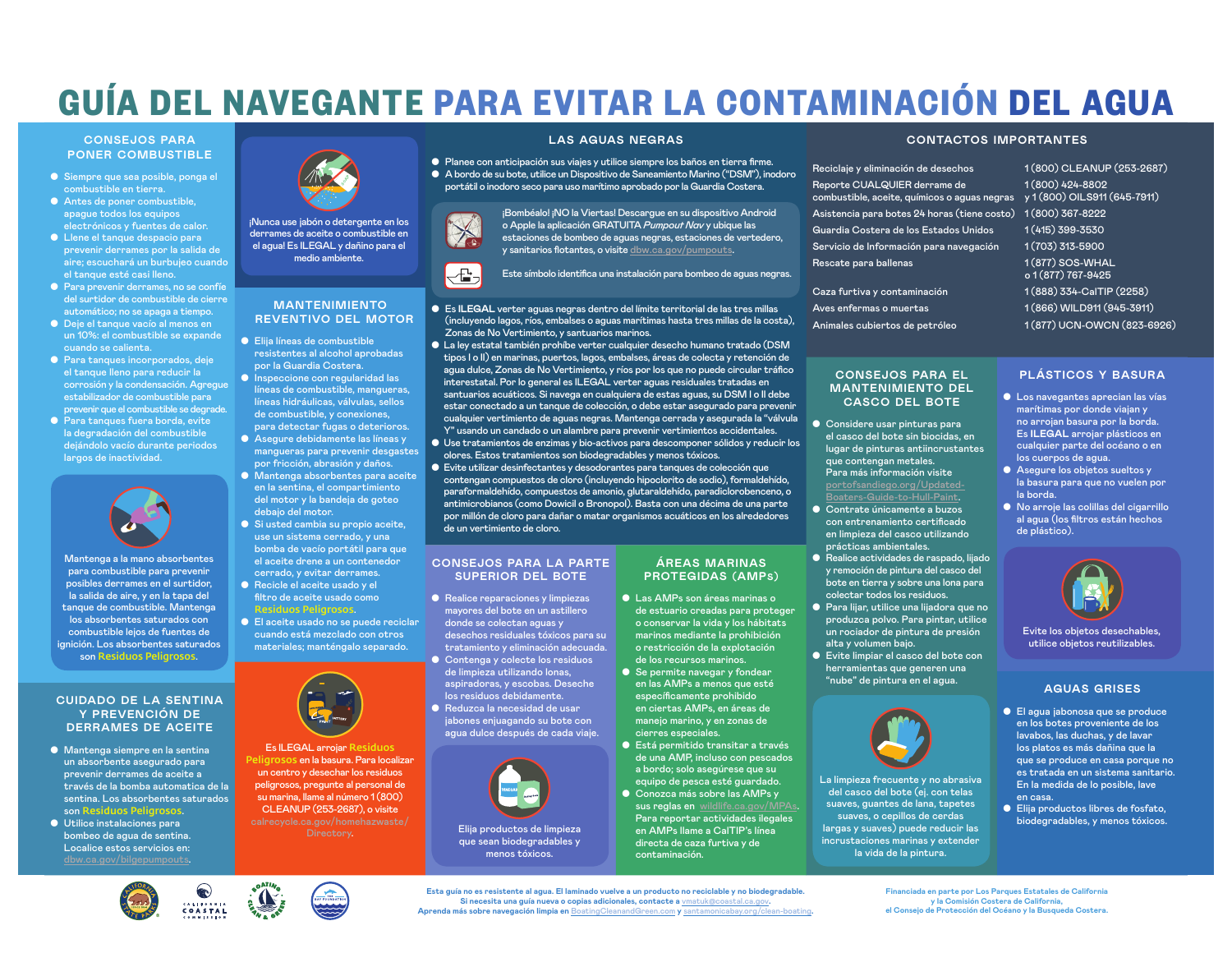# GUÍA DEL NAVEGANTE PARA EVITAR LA CONTAMINACIÓN DEL AGUA

## CONSEJOS PARA PONER COMBUSTIBLE

- Siempre que sea posible, ponga el combustible en tierra.
- Antes de poner combustible, apague todos los equipos electrónicos y fuentes de calor.
- Llene el tanque despacio para prevenir derrames por la salida de aire; escuchará un burbujeo cuando el tanque esté casi lleno.
- Para prevenir derrames, no se confíe del surtidor de combustible de cierre automático; no se apaga a tiempo.
- Deje el tanque vacío al menos en un 10%: el combustible se expande cuando se calienta.
- Para tanques incorporados, deje el tanque lleno para reducir la corrosión y la condensación. Agregue estabilizador de combustible para prevenir que el combustible se degrade.
- Para tanques fuera borda, evite la degradación del combustible dejándolo vacío durante periodos largos de inactividad.

Mantenga a la mano absorbentes para combustible para prevenir posibles derrames en el surtidor, la salida de aire, y en la tapa del tanque de combustible. Mantenga los absorbentes saturados con combustible lejos de fuentes de ignición. Los absorbentes saturados son Residuos Peligrosos.

## CUIDADO DE LA SENTINA Y PREVENCIÓN DE DERRAMES DE ACEITE

- Mantenga siempre en la sentina un absorbente asegurado para prevenir derrames de aceite a través de la bomba automática de la sentina. Los absorbentes saturados son Residuos Peligrosos.
- Utilice instalaciones para bombeo de agua de sentina. Localice estos servicios en: dbw.ca.gov/bilgepumpouts.

¡Nunca use jabón o detergente en los derrames de aceite o combustible en el agua! Es ILEGAL y dañino para el medio ambiente.

## MANTENIMIENTO REVENTIVO DEL MOTOR

- Elija líneas de combustible resistentes al alcohol aprobadas por la Guardia Costera.
- Inspeccione con regularidad las líneas de combustible, mangueras, líneas hidráulicas, válvulas, sellos de combustible, y conexiones, para detectar fugas o deterioros.
- Asegure debidamente las líneas y mangueras para prevenir desgastes por fricción, abrasión y daños.
- Mantenga absorbentes para aceite en la sentina, el compartimiento del motor y la bandeja de goteo debajo del motor.
- Si usted cambia su propio aceite, use un sistema cerrado, y una bomba de vacío portátil para que el aceite drene a un contenedor cerrado, y evitar derrames.
- Recicle el aceite usado y el filtro de aceite usado como Residuos Peligrosos.
- El aceite usado no se puede reciclar cuando está mezclado con otros materiales; manténgalo separado.

Es ILEGAL arrojar Residuos Peligrosos en la basura. Para localizar un centro y desechar los residuos peligrosos, pregunte al personal de su marina, llame al número 1 (800) CLEANUP (253-2687), o visite calrecycle.ca.gov/homehazwaste/Directory.

## LAS AGUAS NEGRAS

- Planee con anticipación sus viajes y utilice siempre los baños en tierra firme.
- A bordo de su bote, utilice un Dispositivo de Saneamiento Marino ("DSM"), inodoro portátil o inodoro seco para uso marítimo aprobado por la Guardia Costera.

¡Bombéalo! ¡NO la Viertas! Descargue en su dispositivo Android o Apple la aplicación GRATUITA *Pumpout Nav* y ubique las estaciones de bombeo de aguas negras, estaciones de vertedero, y sanitarios flotantes, o visite dbw.ca.gov/pumpouts.

Este símbolo identifica una instalación para bombeo de aguas negras.

- Es ILEGAL verter aguas negras dentro del límite territorial de las tres millas (incluyendo lagos, ríos, embalses o aguas marítimas hasta tres millas de la costa), Zonas de No Vertimiento, y santuarios marinos.
- La ley estatal también prohíbe verter cualquier desecho humano tratado (DSM tipos I o II) en marinas, puertos, lagos, embalses, áreas de colecta y retención de agua dulce, Zonas de No Vertimiento, y ríos por los que no puede circular tráfico interestatal. Por lo general es ILEGAL verter aguas residuales tratadas en santuarios acuáticos. Si navega en cualquiera de estas aguas, su DSM I o II debe estar conectado a un tanque de colección, o debe estar asegurado para prevenir cualquier vertimiento de aguas negras. Mantenga cerrada y asegurada la "válvula Y" usando un candado o un alambre para prevenir vertimientos accidentales.
- Use tratamientos de enzimas y bio-activos para descomponer sólidos y reducir los olores. Estos tratamientos son biodegradables y menos tóxicos.
- Evite utilizar desinfectantes y desodorantes para tanques de colección que contengan compuestos de cloro (incluyendo hipoclorito de sodio), formaldehído, paraformaldehído, compuestos de amonio, glutaraldehído, paradiclorobenceno, o antimicrobianos (como Dowicil o Bronopol). Basta con una décima de una parte por millón de cloro para dañar o matar organismos acuáticos en los alrededores de un vertimiento de cloro.

## CONSEJOS PARA LA PARTE SUPERIOR DEL BOTE

- Realice reparaciones y limpiezas mayores del bote en un astillero donde se colectan aguas y desechos residuales tóxicos para su tratamiento y eliminación adecuada.
- Contenga y colecte los residuos de limpieza utilizando lonas, aspiradoras, y escobas. Deseche los residuos debidamente.
- Reduzca la necesidad de usar jabones enjuagando su bote con agua dulce después de cada viaje.

Elija productos de limpieza que sean biodegradables y menos tóxicos.

## ÁREAS MARINAS PROTEGIDAS (AMPs)

- Las AMPs son áreas marinas o de estuario creadas para proteger o conservar la vida y los hábitats marinos mediante la prohibición o restricción de la explotación de los recursos marinos.
- Se permite navegar y fondear en las AMPs a menos que esté específicamente prohibido en ciertas AMPs, en áreas de manejo marino, y en zonas de cierres especiales.
- Está permitido transitar a través de una AMP, incluso con pescados a bordo; solo asegúrese que su equipo de pesca esté guardado.
- Conozca más sobre las AMPs y sus reglas en wildlife.ca.gov/MPAs. Para reportar actividades ilegales en AMPs llame a CalTIP's línea directa de caza furtiva y de contaminación.

## CONTACTOS IMPORTANTES

| | |
|---|---|
| Reciclaje y eliminación de desechos | 1 (800) CLEANUP (253-2687) |
| Reporte CUALQUIER derrame de combustible, aceite, químicos o aguas negras | 1 (800) 424-8802 y 1 (800) OILS911 (645-7911) |
| Asistencia para botes 24 horas (tiene costo) | 1 (800) 367-8222 |
| Guardia Costera de los Estados Unidos | 1 (415) 399-3530 |
| Servicio de Información para navegación | 1 (703) 313-5900 |
| Rescate para ballenas | 1 (877) SOS-WHAL o 1 (877) 767-9425 |
| Caza furtiva y contaminación | 1 (888) 334-CalTIP (2258) |
| Aves enfermas o muertas | 1 (866) WILD911 (945-3911) |
| Animales cubiertos de petróleo | 1 (877) UCN-OWCN (823-6926) |

## CONSEJOS PARA EL MANTENIMIENTO DEL CASCO DEL BOTE

- Considere usar pinturas para el casco del bote sin biocidas, en lugar de pinturas antiincrustantes que contengan metales. Para más información visite portofsandiego.org/Updated-Boaters-Guide-to-Hull-Paint.
- Contrate únicamente a buzos con entrenamiento certificado en limpieza del casco utilizando prácticas ambientales.
- Realice actividades de raspado, lijado y remoción de pintura del casco del bote en tierra y sobre una lona para colectar todos los residuos.
- Para lijar, utilice una lijadora que no produzca polvo. Para pintar, utilice un rociador de pintura de presión alta y volumen bajo.
- Evite limpiar el casco del bote con herramientas que generen una "nube" de pintura en el agua.

La limpieza frecuente y no abrasiva del casco del bote (ej. con telas suaves, guantes de lana, tapetes suaves, o cepillos de cerdas largas y suaves) puede reducir las incrustaciones marinas y extender la vida de la pintura.

## PLÁSTICOS Y BASURA

- Los navegantes aprecian las vías marítimas por donde viajan y no arrojan basura por la borda. Es **ILEGAL** arrojar plásticos en cualquier parte del océano o en los cuerpos de agua.
- Asegure los objetos sueltos y la basura para que no vuelen por la borda.
- No arroje las colillas del cigarrillo al agua (los filtros están hechos de plástico).

Evite los objetos desechables, utilice objetos reutilizables.

## AGUAS GRISES

- El agua jabonosa que se produce en los botes proveniente de los lavabos, las duchas, y de lavar los platos es más dañina que la que se produce en casa porque no es tratada en un sistema sanitario. En la medida de lo posible, lave en casa.
- Elija productos libres de fosfato, biodegradables, y menos tóxicos.

---

Esta guía no es resistente al agua. El laminado vuelve a un producto no reciclable y no biodegradable. Si necesita una guía nueva o copias adicionales, contacte a vmatuk@coastal.ca.gov. Aprenda más sobre navegación limpia en BoatingCleanandGreen.com y santamonicabay.org/clean-boating.

Financiada en parte por Los Parques Estatales de California y la Comisión Costera de California, el Consejo de Protección del Océano y la Busqueda Costera.